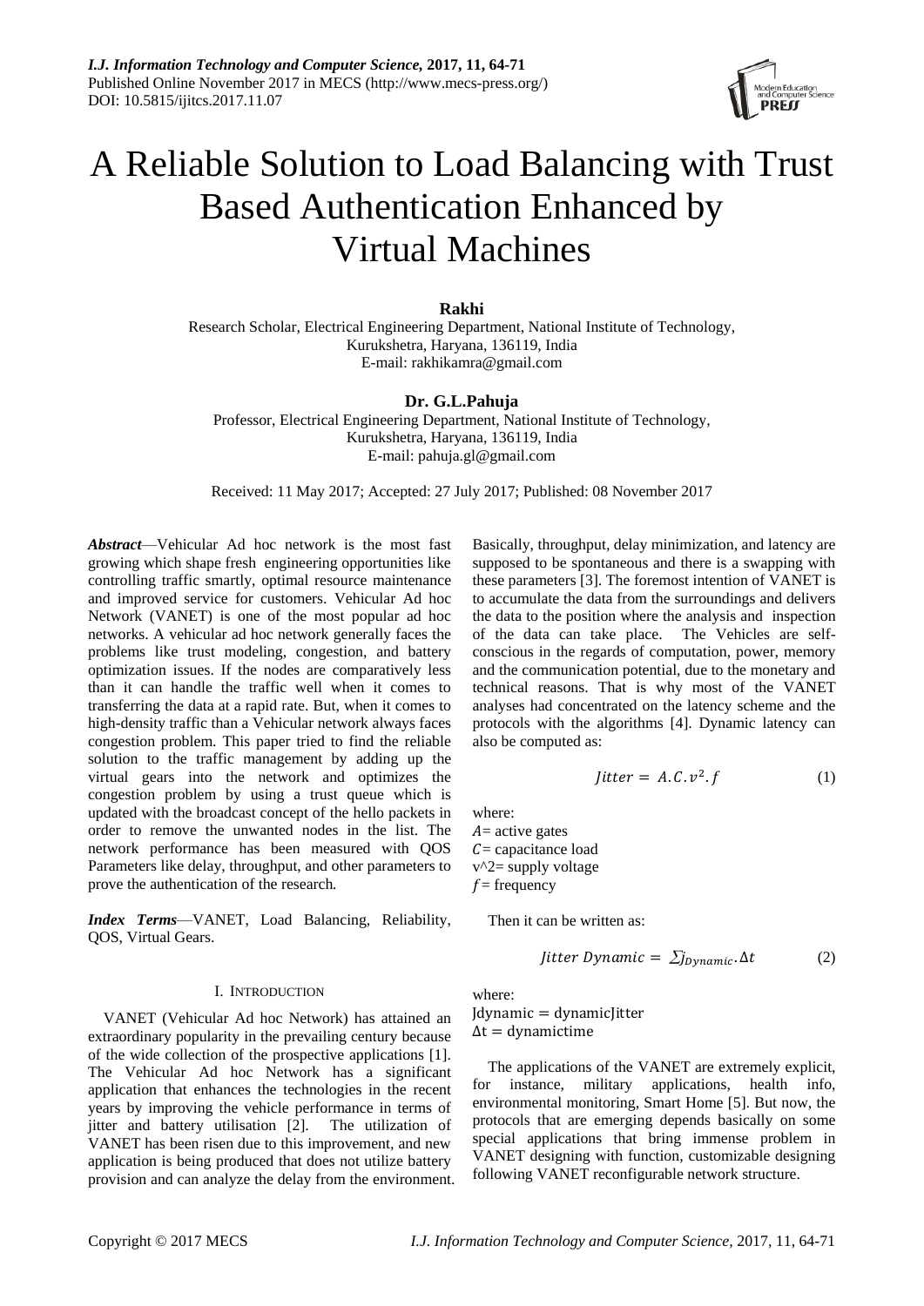# A Reliable Solution to Load Balancing with Trust Based Authentication Enhanced by Virtual Machines

**Rakhi**

Research Scholar, Electrical Engineering Department, National Institute of Technology, Kurukshetra, Haryana, 136119, India

E-mail: rakhikamra@gmail.com

**Dr. G.L.Pahuja**

Professor, Electrical Engineering Department, National Institute of Technology, Kurukshetra, Haryana, 136119, India

E-mail: pahuja.gl@gmail.com

Received: 11 May 2017; Accepted: 27 July 2017; Published: 08 November 2017

***Abstract***—Vehicular Ad hoc network is the most fast growing which shape fresh engineering opportunities like controlling traffic smartly, optimal resource maintenance and improved service for customers. Vehicular Ad hoc Network (VANET) is one of the most popular ad hoc networks. A vehicular ad hoc network generally faces the problems like trust modeling, congestion, and battery optimization issues. If the nodes are comparatively less than it can handle the traffic well when it comes to transferring the data at a rapid rate. But, when it comes to high-density traffic than a Vehicular network always faces congestion problem. This paper tried to find the reliable solution to the traffic management by adding up the virtual gears into the network and optimizes the congestion problem by using a trust queue which is updated with the broadcast concept of the hello packets in order to remove the unwanted nodes in the list. The network performance has been measured with QOS Parameters like delay, throughput, and other parameters to prove the authentication of the research.

***Index Terms***—VANET, Load Balancing, Reliability, QOS, Virtual Gears.

## I. Introduction

VANET (Vehicular Ad hoc Network) has attained an extraordinary popularity in the prevailing century because of the wide collection of the prospective applications [1]. The Vehicular Ad hoc Network has a significant application that enhances the technologies in the recent years by improving the vehicle performance in terms of jitter and battery utilisation [2]. The utilization of VANET has been risen due to this improvement, and new application is being produced that does not utilize battery provision and can analyze the delay from the environment. Basically, throughput, delay minimization, and latency are supposed to be spontaneous and there is a swapping with these parameters [3]. The foremost intention of VANET is to accumulate the data from the surroundings and delivers the data to the position where the analysis and inspection of the data can take place. The Vehicles are self-conscious in the regards of computation, power, memory and the communication potential, due to the monetary and technical reasons. That is why most of the VANET analyses had concentrated on the latency scheme and the protocols with the algorithms [4]. Dynamic latency can also be computed as:

$$Jitter = A.C.v^2.f \tag{1}$$

where:
$A$= active gates
$C$= capacitance load
v^2= supply voltage
$f$= frequency

Then it can be written as:

$$Jitter\ Dynamic = \sum j_{Dynamic}.\Delta t \tag{2}$$

where:
$\text{Jdynamic} = \text{dynamicJitter}$
$\Delta t = \text{dynamictime}$

The applications of the VANET are extremely explicit, for instance, military applications, health info, environmental monitoring, Smart Home [5]. But now, the protocols that are emerging depends basically on some special applications that bring immense problem in VANET designing with function, customizable designing following VANET reconfigurable network structure.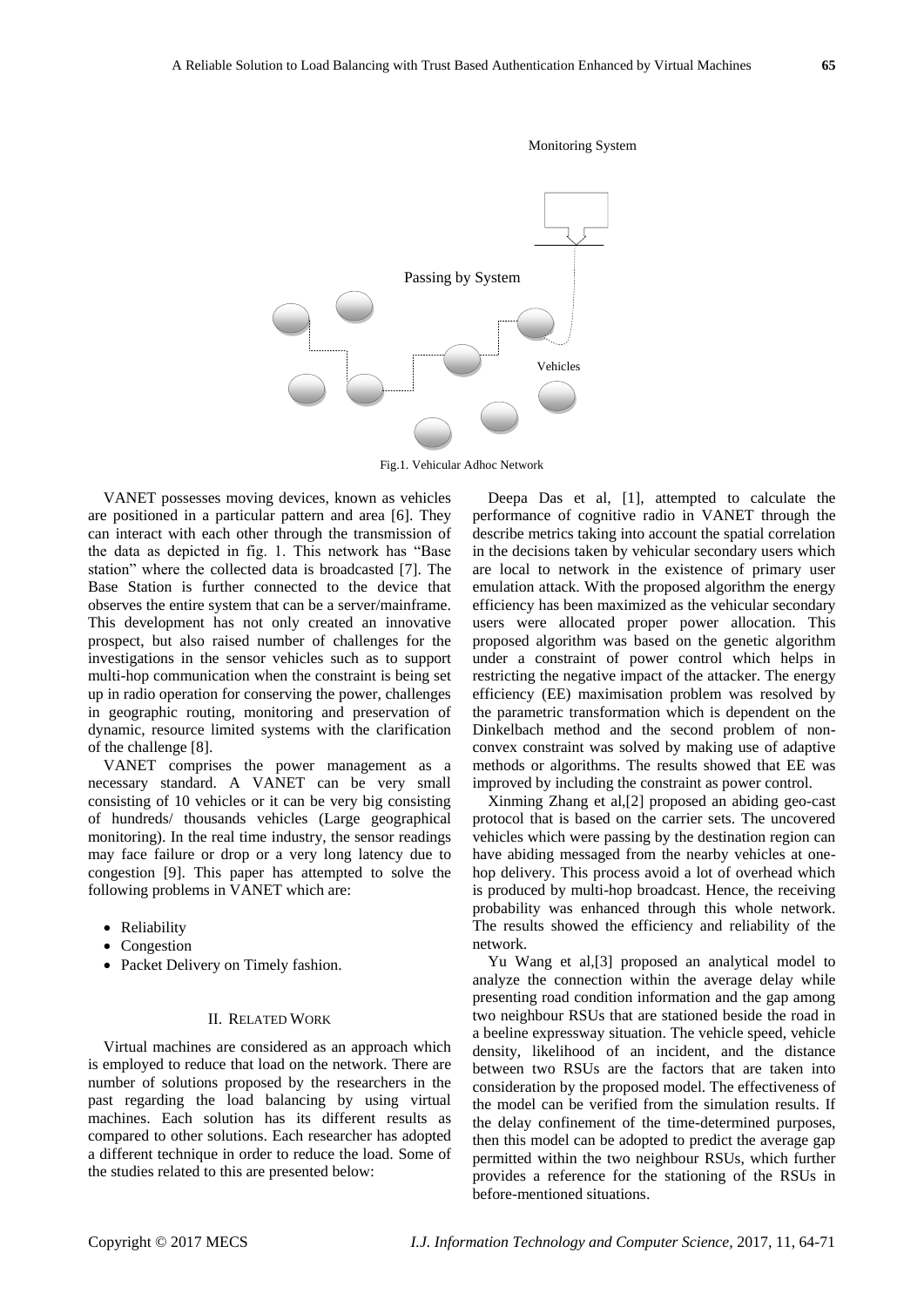Monitoring System

Passing by System

Vehicles

Fig.1. Vehicular Adhoc Network

VANET possesses moving devices, known as vehicles are positioned in a particular pattern and area [6]. They can interact with each other through the transmission of the data as depicted in fig. 1. This network has "Base station" where the collected data is broadcasted [7]. The Base Station is further connected to the device that observes the entire system that can be a server/mainframe. This development has not only created an innovative prospect, but also raised number of challenges for the investigations in the sensor vehicles such as to support multi-hop communication when the constraint is being set up in radio operation for conserving the power, challenges in geographic routing, monitoring and preservation of dynamic, resource limited systems with the clarification of the challenge [8].

VANET comprises the power management as a necessary standard. A VANET can be very small consisting of 10 vehicles or it can be very big consisting of hundreds/ thousands vehicles (Large geographical monitoring). In the real time industry, the sensor readings may face failure or drop or a very long latency due to congestion [9]. This paper has attempted to solve the following problems in VANET which are:

- Reliability
- Congestion
- Packet Delivery on Timely fashion.

## II. Related Work

Virtual machines are considered as an approach which is employed to reduce that load on the network. There are number of solutions proposed by the researchers in the past regarding the load balancing by using virtual machines. Each solution has its different results as compared to other solutions. Each researcher has adopted a different technique in order to reduce the load. Some of the studies related to this are presented below:

Deepa Das et al, [1], attempted to calculate the performance of cognitive radio in VANET through the describe metrics taking into account the spatial correlation in the decisions taken by vehicular secondary users which are local to network in the existence of primary user emulation attack. With the proposed algorithm the energy efficiency has been maximized as the vehicular secondary users were allocated proper power allocation. This proposed algorithm was based on the genetic algorithm under a constraint of power control which helps in restricting the negative impact of the attacker. The energy efficiency (EE) maximisation problem was resolved by the parametric transformation which is dependent on the Dinkelbach method and the second problem of non-convex constraint was solved by making use of adaptive methods or algorithms. The results showed that EE was improved by including the constraint as power control.

Xinming Zhang et al,[2] proposed an abiding geo-cast protocol that is based on the carrier sets. The uncovered vehicles which were passing by the destination region can have abiding messaged from the nearby vehicles at one-hop delivery. This process avoid a lot of overhead which is produced by multi-hop broadcast. Hence, the receiving probability was enhanced through this whole network. The results showed the efficiency and reliability of the network.

Yu Wang et al,[3] proposed an analytical model to analyze the connection within the average delay while presenting road condition information and the gap among two neighbour RSUs that are stationed beside the road in a beeline expressway situation. The vehicle speed, vehicle density, likelihood of an incident, and the distance between two RSUs are the factors that are taken into consideration by the proposed model. The effectiveness of the model can be verified from the simulation results. If the delay confinement of the time-determined purposes, then this model can be adopted to predict the average gap permitted within the two neighbour RSUs, which further provides a reference for the stationing of the RSUs in before-mentioned situations.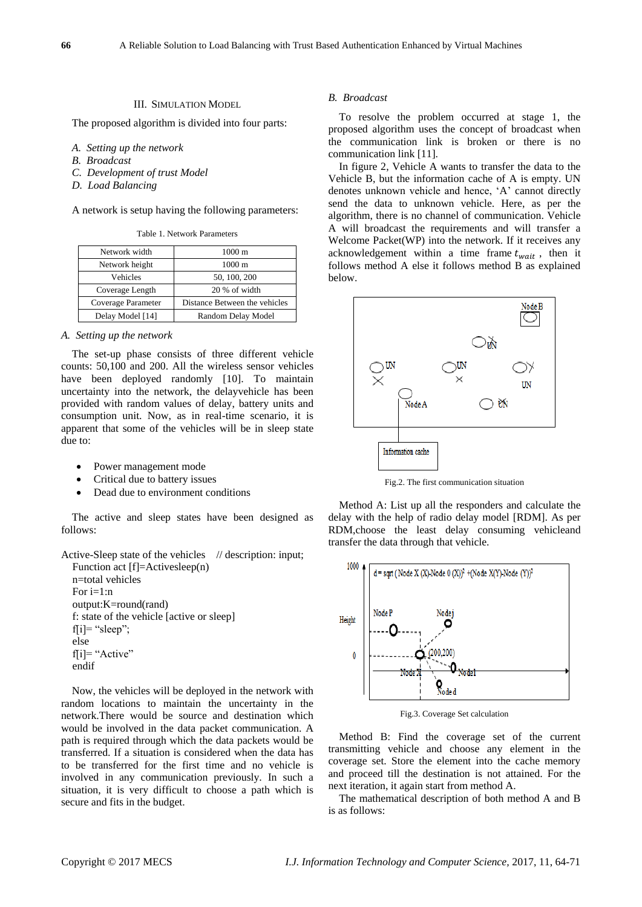## III. Simulation Model

The proposed algorithm is divided into four parts:

*A. Setting up the network*
*B. Broadcast*
*C. Development of trust Model*
*D. Load Balancing*

A network is setup having the following parameters:

Table 1. Network Parameters

| | |
|---|---|
| Network width | 1000 m |
| Network height | 1000 m |
| Vehicles | 50, 100, 200 |
| Coverage Length | 20 % of width |
| Coverage Parameter | Distance Between the vehicles |
| Delay Model [14] | Random Delay Model |

### *A. Setting up the network*

The set-up phase consists of three different vehicle counts: 50,100 and 200. All the wireless sensor vehicles have been deployed randomly [10]. To maintain uncertainty into the network, the delayvehicle has been provided with random values of delay, battery units and consumption unit. Now, as in real-time scenario, it is apparent that some of the vehicles will be in sleep state due to:

- Power management mode
- Critical due to battery issues
- Dead due to environment conditions

The active and sleep states have been designed as follows:

```
Active-Sleep state of the vehicles    // description: input;
   Function act [f]=Activesleep(n)
   n=total vehicles
   For i=1:n
   output:K=round(rand)
   f: state of the vehicle [active or sleep]
   f[i]= “sleep”;
   else
   f[i]= “Active”
   endif
```

Now, the vehicles will be deployed in the network with random locations to maintain the uncertainty in the network.There would be source and destination which would be involved in the data packet communication. A path is required through which the data packets would be transferred. If a situation is considered when the data has to be transferred for the first time and no vehicle is involved in any communication previously. In such a situation, it is very difficult to choose a path which is secure and fits in the budget.

### *B. Broadcast*

To resolve the problem occurred at stage 1, the proposed algorithm uses the concept of broadcast when the communication link is broken or there is no communication link [11].

In figure 2, Vehicle A wants to transfer the data to the Vehicle B, but the information cache of A is empty. UN denotes unknown vehicle and hence, ‘A’ cannot directly send the data to unknown vehicle. Here, as per the algorithm, there is no channel of communication. Vehicle A will broadcast the requirements and will transfer a Welcome Packet(WP) into the network. If it receives any acknowledgement within a time frame $t_{wait}$ , then it follows method A else it follows method B as explained below.

Fig.2. The first communication situation

Method A: List up all the responders and calculate the delay with the help of radio delay model [RDM]. As per RDM,choose the least delay consuming vehicleand transfer the data through that vehicle.

Fig.3. Coverage Set calculation

Method B: Find the coverage set of the current transmitting vehicle and choose any element in the coverage set. Store the element into the cache memory and proceed till the destination is not attained. For the next iteration, it again start from method A.

The mathematical description of both method A and B is as follows: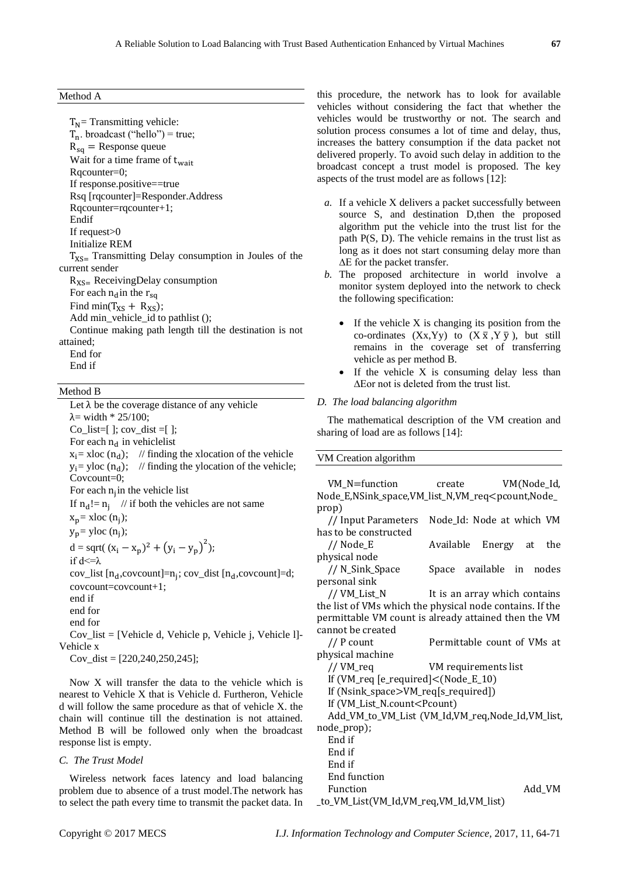Method A

$T_N$= Transmitting vehicle:
$T_n$. broadcast ("hello") = true;
$R_{sq}$ = Response queue
Wait for a time frame of $t_{wait}$
Rqcounter=0;
If response.positive==true
Rsq [rqcounter]=Responder.Address
Rqcounter=rqcounter+1;
Endif
If request>0
Initialize REM
$T_{XS=}$ Transmitting Delay consumption in Joules of the current sender
$R_{XS=}$ ReceivingDelay consumption
For each $n_d$ in the $r_{sq}$
Find $\min(T_{XS} + R_{XS})$;
Add min_vehicle_id to pathlist ();
Continue making path length till the destination is not attained;
End for
End if

Method B

Let λ be the coverage distance of any vehicle
λ= width * 25/100;
Co_list=[ ]; cov_dist =[ ];
For each $n_d$ in vehiclelist
$x_i$= xloc ($n_d$); // finding the xlocation of the vehicle
$y_i$= yloc ($n_d$); // finding the ylocation of the vehicle;
Covcount=0;
For each $n_j$ in the vehicle list
If $n_d$!= $n_j$ // if both the vehicles are not same
$x_p$= xloc ($n_j$);
$y_p$= yloc ($n_j$);
$d = \text{sqrt}((x_i - x_p)^2 + (y_i - y_p)^2)$;
if d<=λ
cov_list [$n_d$,covcount]=$n_j$; cov_dist [$n_d$,covcount]=d;
covcount=covcount+1;
end if
end for
end for
Cov_list = [Vehicle d, Vehicle p, Vehicle j, Vehicle l]-Vehicle x
Cov_dist = [220,240,250,245];

Now X will transfer the data to the vehicle which is nearest to Vehicle X that is Vehicle d. Furtheron, Vehicle d will follow the same procedure as that of vehicle X. the chain will continue till the destination is not attained. Method B will be followed only when the broadcast response list is empty.

### C. The Trust Model

Wireless network faces latency and load balancing problem due to absence of a trust model.The network has to select the path every time to transmit the packet data. In this procedure, the network has to look for available vehicles without considering the fact that whether the vehicles would be trustworthy or not. The search and solution process consumes a lot of time and delay, thus, increases the battery consumption if the data packet not delivered properly. To avoid such delay in addition to the broadcast concept a trust model is proposed. The key aspects of the trust model are as follows [12]:

*a.* If a vehicle X delivers a packet successfully between source S, and destination D,then the proposed algorithm put the vehicle into the trust list for the path P(S, D). The vehicle remains in the trust list as long as it does not start consuming delay more than ΔE for the packet transfer.

*b.* The proposed architecture in world involve a monitor system deployed into the network to check the following specification:

- If the vehicle X is changing its position from the co-ordinates (Xx,Yy) to $(X\bar{x}, Y\bar{y})$, but still remains in the coverage set of transferring vehicle as per method B.
- If the vehicle X is consuming delay less than ΔEor not is deleted from the trust list.

### D. The load balancing algorithm

The mathematical description of the VM creation and sharing of load are as follows [14]:

VM Creation algorithm

VM_N=function create VM(Node_Id, Node_E,NSink_space,VM_list_N,VM_req<pcount,Node_prop)
// Input Parameters Node_Id: Node at which VM has to be constructed
// Node_E Available Energy at the physical node
// N_Sink_Space Space available in nodes personal sink
// VM_List_N It is an array which contains the list of VMs which the physical node contains. If the permittable VM count is already attained then the VM cannot be created
// P count Permittable count of VMs at physical machine
// VM_req VM requirements list
If (VM_req [e_required]<(Node_E_10)
If (Nsink_space>VM_req[s_required])
If (VM_List_N.count<Pcount)
Add_VM_to_VM_List (VM_Id,VM_req,Node_Id,VM_list, node_prop);
End if
End if
End if
End function
Function Add_VM_to_VM_List(VM_Id,VM_req,VM_Id,VM_list)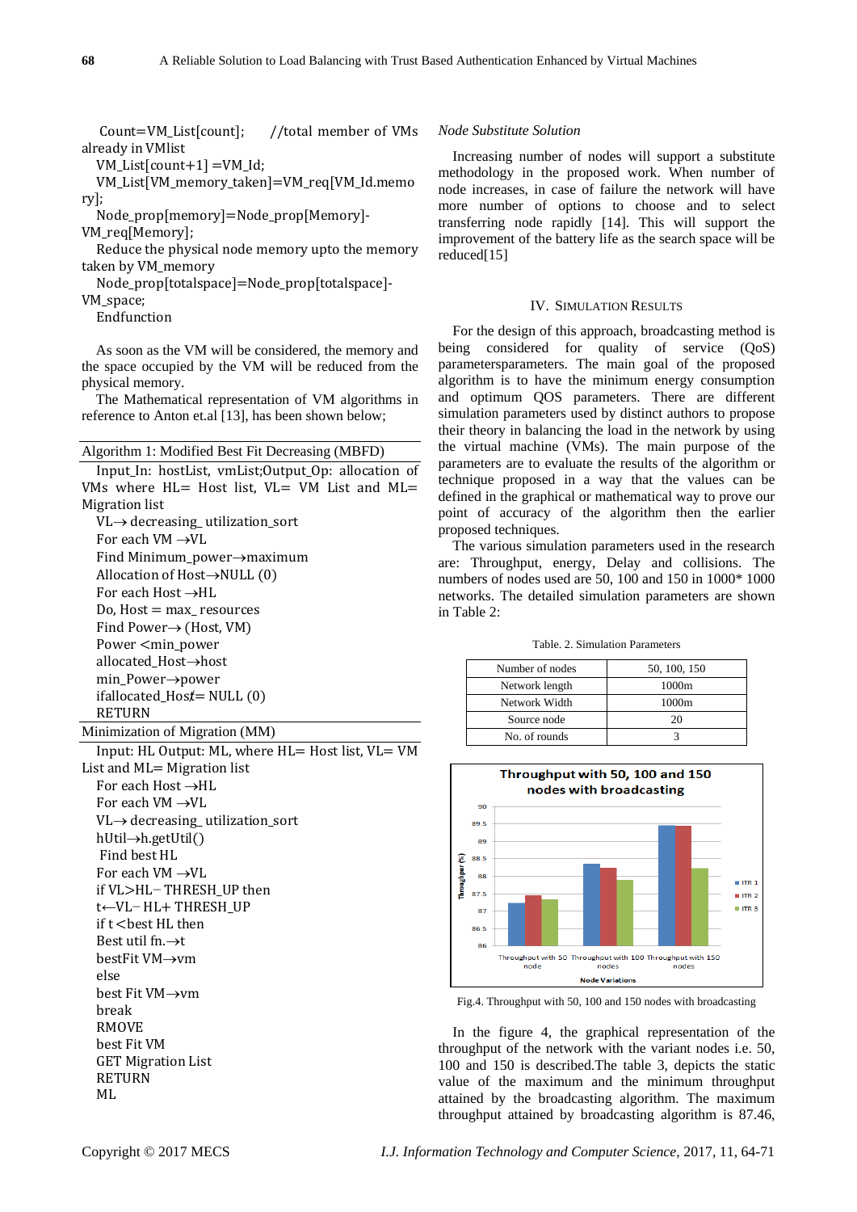Count=VM_List[count]; //total member of VMs already in VMlist
VM_List[count+1] =VM_Id;
VM_List[VM_memory_taken]=VM_req[VM_Id.memory];
Node_prop[memory]=Node_prop[Memory]-VM_req[Memory];
Reduce the physical node memory upto the memory taken by VM_memory
Node_prop[totalspace]=Node_prop[totalspace]-VM_space;
Endfunction

As soon as the VM will be considered, the memory and the space occupied by the VM will be reduced from the physical memory.

The Mathematical representation of VM algorithms in reference to Anton et.al [13], has been shown below;

Algorithm 1: Modified Best Fit Decreasing (MBFD)

```
Input_In: hostList, vmList;Output_Op: allocation of VMs where HL= Host list, VL= VM List and ML= Migration list
VL→ decreasing_ utilization_sort
For each VM →VL
Find Minimum_power→maximum
Allocation of Host→NULL (0)
For each Host →HL
Do, Host = max_ resources
Find Power→ (Host, VM)
Power <min_power
allocated_Host→host
min_Power→power
ifallocated_Host≠ NULL (0)
RETURN
```

Minimization of Migration (MM)

```
Input: HL Output: ML, where HL= Host list, VL= VM List and ML= Migration list
For each Host →HL
For each VM →VL
VL→ decreasing_ utilization_sort
hUtil→h.getUtil()
Find best HL
For each VM →VL
if VL>HL− THRESH_UP then
t←VL− HL+ THRESH_UP
if t<best HL then
Best util fn.→t
bestFit VM→vm
else
best Fit VM→vm
break
RMOVE
best Fit VM
GET Migration List
RETURN
ML
```

*Node Substitute Solution*

Increasing number of nodes will support a substitute methodology in the proposed work. When number of node increases, in case of failure the network will have more number of options to choose and to select transferring node rapidly [14]. This will support the improvement of the battery life as the search space will be reduced[15]

## IV. Simulation Results

For the design of this approach, broadcasting method is being considered for quality of service (QoS) parametersparameters. The main goal of the proposed algorithm is to have the minimum energy consumption and optimum QOS parameters. There are different simulation parameters used by distinct authors to propose their theory in balancing the load in the network by using the virtual machine (VMs). The main purpose of the parameters are to evaluate the results of the algorithm or technique proposed in a way that the values can be defined in the graphical or mathematical way to prove our point of accuracy of the algorithm then the earlier proposed techniques.

The various simulation parameters used in the research are: Throughput, energy, Delay and collisions. The numbers of nodes used are 50, 100 and 150 in 1000* 1000 networks. The detailed simulation parameters are shown in Table 2:

Table. 2. Simulation Parameters

| Number of nodes | 50, 100, 150 |
|---|---|
| Network length | 1000m |
| Network Width | 1000m |
| Source node | 20 |
| No. of rounds | 3 |

Fig.4. Throughput with 50, 100 and 150 nodes with broadcasting

In the figure 4, the graphical representation of the throughput of the network with the variant nodes i.e. 50, 100 and 150 is described.The table 3, depicts the static value of the maximum and the minimum throughput attained by the broadcasting algorithm. The maximum throughput attained by broadcasting algorithm is 87.46,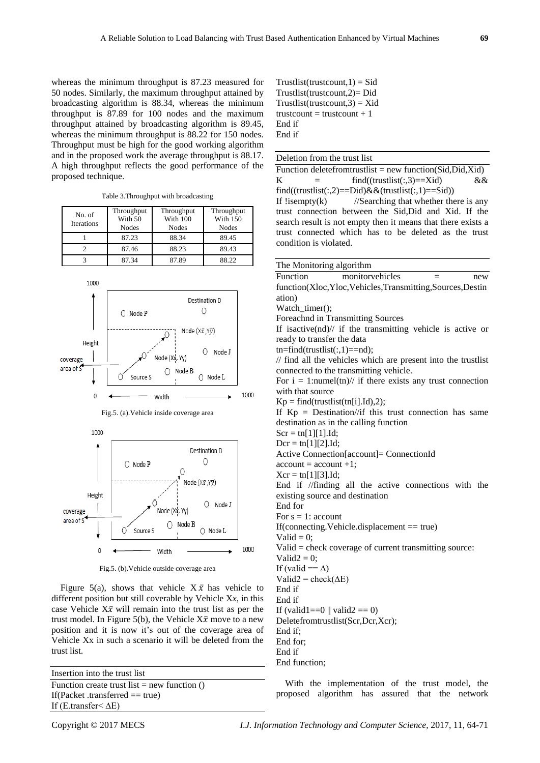whereas the minimum throughput is 87.23 measured for 50 nodes. Similarly, the maximum throughput attained by broadcasting algorithm is 88.34, whereas the minimum throughput is 87.89 for 100 nodes and the maximum throughput attained by broadcasting algorithm is 89.45, whereas the minimum throughput is 88.22 for 150 nodes. Throughput must be high for the good working algorithm and in the proposed work the average throughput is 88.17. A high throughput reflects the good performance of the proposed technique.

Table 3.Throughput with broadcasting

| No. of Iterations | Throughput With 50 Nodes | Throughput With 100 Nodes | Throughput With 150 Nodes |
|---|---|---|---|
| 1 | 87.23 | 88.34 | 89.45 |
| 2 | 87.46 | 88.23 | 89.43 |
| 3 | 87.34 | 87.89 | 88.22 |

Fig.5. (a).Vehicle inside coverage area

Fig.5. (b).Vehicle outside coverage area

Figure 5(a), shows that vehicle $X\bar{x}$ has vehicle to different position but still coverable by Vehicle X*x*, in this case Vehicle $X\bar{x}$ will remain into the trust list as per the trust model. In Figure 5(b), the Vehicle $X\bar{x}$ move to a new position and it is now it's out of the coverage area of Vehicle Xx in such a scenario it will be deleted from the trust list.

Insertion into the trust list

```
Function create trust list = new function ()
If(Packet .transferred == true)
If (E.transfer< ΔE)
Trustlist(trustcount,1) = Sid
Trustlist(trustcount,2)= Did
Trustlist(trustcount,3) = Xid
trustcount = trustcount + 1
End if
End if
```

Deletion from the trust list

```
Function deletefromtrustlist = new function(Sid,Did,Xid)
K = find((trustlist(:,3)==Xid) && find((trustlist(:,2)==Did)&&(trustlist(:,1)==Sid))
If !isempty(k)      //Searching that whether there is any trust connection between the Sid,Did and Xid. If the search result is not empty then it means that there exists a trust connected which has to be deleted as the trust condition is violated.
```

The Monitoring algorithm

```
Function monitorvehicles = new function(Xloc,Yloc,Vehicles,Transmitting,Sources,Destination)
Watch_timer();
Foreachnd in Transmitting Sources
If isactive(nd)// if the transmitting vehicle is active or ready to transfer the data
tn=find(trustlist(:,1)==nd);
// find all the vehicles which are present into the trustlist connected to the transmitting vehicle.
For i = 1:numel(tn)// if there exists any trust connection with that source
Kp = find(trustlist(tn[i].Id),2);
If Kp = Destination//if this trust connection has same destination as in the calling function
Scr = tn[1][1].Id;
Dcr = tn[1][2].Id;
Active Connection[account]= ConnectionId
account = account +1;
Xcr = tn[1][3].Id;
End if //finding all the active connections with the existing source and destination
End for
For s = 1: account
If(connecting.Vehicle.displacement == true)
Valid = 0;
Valid = check coverage of current transmitting source:
Valid2 = 0;
If (valid == Δ)
Valid2 = check(ΔE)
End if
End if
If (valid1==0 || valid2 == 0)
Deletefromtrustlist(Scr,Dcr,Xcr);
End if;
End for;
End if
End function;
```

With the implementation of the trust model, the proposed algorithm has assured that the network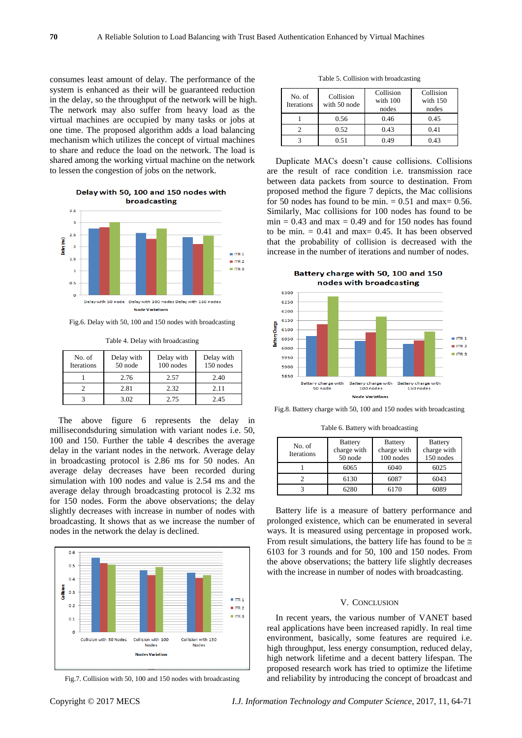consumes least amount of delay. The performance of the system is enhanced as their will be guaranteed reduction in the delay, so the throughput of the network will be high. The network may also suffer from heavy load as the virtual machines are occupied by many tasks or jobs at one time. The proposed algorithm adds a load balancing mechanism which utilizes the concept of virtual machines to share and reduce the load on the network. The load is shared among the working virtual machine on the network to lessen the congestion of jobs on the network.

Fig.6. Delay with 50, 100 and 150 nodes with broadcasting

Table 4. Delay with broadcasting

| No. of Iterations | Delay with 50 node | Delay with 100 nodes | Delay with 150 nodes |
|---|---|---|---|
| 1 | 2.76 | 2.57 | 2.40 |
| 2 | 2.81 | 2.32 | 2.11 |
| 3 | 3.02 | 2.75 | 2.45 |

The above figure 6 represents the delay in millisecondsduring simulation with variant nodes i.e. 50, 100 and 150. Further the table 4 describes the average delay in the variant nodes in the network. Average delay in broadcasting protocol is 2.86 ms for 50 nodes. An average delay decreases have been recorded during simulation with 100 nodes and value is 2.54 ms and the average delay through broadcasting protocol is 2.32 ms for 150 nodes. Form the above observations; the delay slightly decreases with increase in number of nodes with broadcasting. It shows that as we increase the number of nodes in the network the delay is declined.

Fig.7. Collision with 50, 100 and 150 nodes with broadcasting

Table 5. Collision with broadcasting

| No. of Iterations | Collision with 50 node | Collision with 100 nodes | Collision with 150 nodes |
|---|---|---|---|
| 1 | 0.56 | 0.46 | 0.45 |
| 2 | 0.52 | 0.43 | 0.41 |
| 3 | 0.51 | 0.49 | 0.43 |

Duplicate MACs doesn't cause collisions. Collisions are the result of race condition i.e. transmission race between data packets from source to destination. From proposed method the figure 7 depicts, the Mac collisions for 50 nodes has found to be min. = 0.51 and max= 0.56. Similarly, Mac collisions for 100 nodes has found to be min = 0.43 and max = 0.49 and for 150 nodes has found to be min. = 0.41 and max= 0.45. It has been observed that the probability of collision is decreased with the increase in the number of iterations and number of nodes.

Fig.8. Battery charge with 50, 100 and 150 nodes with broadcasting

Table 6. Battery with broadcasting

| No. of Iterations | Battery charge with 50 node | Battery charge with 100 nodes | Battery charge with 150 nodes |
|---|---|---|---|
| 1 | 6065 | 6040 | 6025 |
| 2 | 6130 | 6087 | 6043 |
| 3 | 6280 | 6170 | 6089 |

Battery life is a measure of battery performance and prolonged existence, which can be enumerated in several ways. It is measured using percentage in proposed work. From result simulations, the battery life has found to be ≅ 6103 for 3 rounds and for 50, 100 and 150 nodes. From the above observations; the battery life slightly decreases with the increase in number of nodes with broadcasting.

## V. Conclusion

In recent years, the various number of VANET based real applications have been increased rapidly. In real time environment, basically, some features are required i.e. high throughput, less energy consumption, reduced delay, high network lifetime and a decent battery lifespan. The proposed research work has tried to optimize the lifetime and reliability by introducing the concept of broadcast and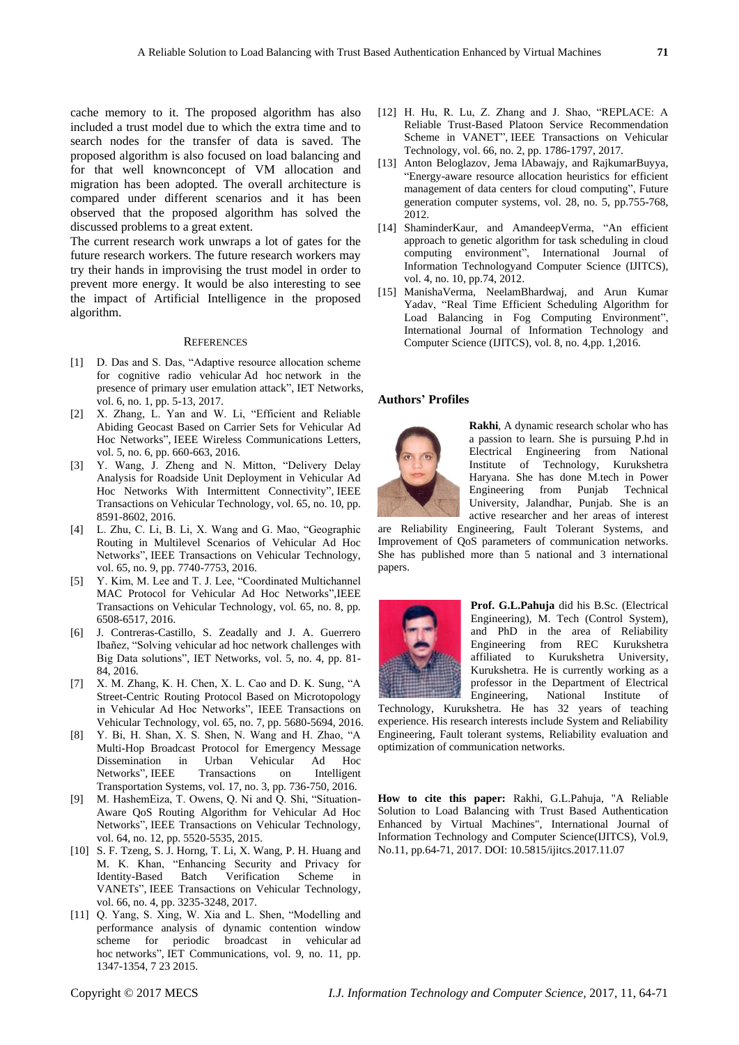cache memory to it. The proposed algorithm has also included a trust model due to which the extra time and to search nodes for the transfer of data is saved. The proposed algorithm is also focused on load balancing and for that well knownconcept of VM allocation and migration has been adopted. The overall architecture is compared under different scenarios and it has been observed that the proposed algorithm has solved the discussed problems to a great extent.

The current research work unwraps a lot of gates for the future research workers. The future research workers may try their hands in improvising the trust model in order to prevent more energy. It would be also interesting to see the impact of Artificial Intelligence in the proposed algorithm.

## REFERENCES

- [1] D. Das and S. Das, "Adaptive resource allocation scheme for cognitive radio vehicular Ad hoc network in the presence of primary user emulation attack", IET Networks, vol. 6, no. 1, pp. 5-13, 2017.
- [2] X. Zhang, L. Yan and W. Li, "Efficient and Reliable Abiding Geocast Based on Carrier Sets for Vehicular Ad Hoc Networks", IEEE Wireless Communications Letters, vol. 5, no. 6, pp. 660-663, 2016.
- [3] Y. Wang, J. Zheng and N. Mitton, "Delivery Delay Analysis for Roadside Unit Deployment in Vehicular Ad Hoc Networks With Intermittent Connectivity", IEEE Transactions on Vehicular Technology, vol. 65, no. 10, pp. 8591-8602, 2016.
- [4] L. Zhu, C. Li, B. Li, X. Wang and G. Mao, "Geographic Routing in Multilevel Scenarios of Vehicular Ad Hoc Networks", IEEE Transactions on Vehicular Technology, vol. 65, no. 9, pp. 7740-7753, 2016.
- [5] Y. Kim, M. Lee and T. J. Lee, "Coordinated Multichannel MAC Protocol for Vehicular Ad Hoc Networks",IEEE Transactions on Vehicular Technology, vol. 65, no. 8, pp. 6508-6517, 2016.
- [6] J. Contreras-Castillo, S. Zeadally and J. A. Guerrero Ibañez, "Solving vehicular ad hoc network challenges with Big Data solutions", IET Networks, vol. 5, no. 4, pp. 81-84, 2016.
- [7] X. M. Zhang, K. H. Chen, X. L. Cao and D. K. Sung, "A Street-Centric Routing Protocol Based on Microtopology in Vehicular Ad Hoc Networks", IEEE Transactions on Vehicular Technology, vol. 65, no. 7, pp. 5680-5694, 2016.
- [8] Y. Bi, H. Shan, X. S. Shen, N. Wang and H. Zhao, "A Multi-Hop Broadcast Protocol for Emergency Message Dissemination in Urban Vehicular Ad Hoc Networks", IEEE Transactions on Intelligent Transportation Systems, vol. 17, no. 3, pp. 736-750, 2016.
- [9] M. HashemEiza, T. Owens, Q. Ni and Q. Shi, "Situation-Aware QoS Routing Algorithm for Vehicular Ad Hoc Networks", IEEE Transactions on Vehicular Technology, vol. 64, no. 12, pp. 5520-5535, 2015.
- [10] S. F. Tzeng, S. J. Horng, T. Li, X. Wang, P. H. Huang and M. K. Khan, "Enhancing Security and Privacy for Identity-Based Batch Verification Scheme in VANETs", IEEE Transactions on Vehicular Technology, vol. 66, no. 4, pp. 3235-3248, 2017.
- [11] Q. Yang, S. Xing, W. Xia and L. Shen, "Modelling and performance analysis of dynamic contention window scheme for periodic broadcast in vehicular ad hoc networks", IET Communications, vol. 9, no. 11, pp. 1347-1354, 7 23 2015.
- [12] H. Hu, R. Lu, Z. Zhang and J. Shao, "REPLACE: A Reliable Trust-Based Platoon Service Recommendation Scheme in VANET", IEEE Transactions on Vehicular Technology, vol. 66, no. 2, pp. 1786-1797, 2017.
- [13] Anton Beloglazov, Jema lAbawajy, and RajkumarBuyya, "Energy-aware resource allocation heuristics for efficient management of data centers for cloud computing", Future generation computer systems, vol. 28, no. 5, pp.755-768, 2012.
- [14] ShaminderKaur, and AmandeepVerma, "An efficient approach to genetic algorithm for task scheduling in cloud computing environment", International Journal of Information Technologyand Computer Science (IJITCS), vol. 4, no. 10, pp.74, 2012.
- [15] ManishaVerma, NeelamBhardwaj, and Arun Kumar Yadav, "Real Time Efficient Scheduling Algorithm for Load Balancing in Fog Computing Environment", International Journal of Information Technology and Computer Science (IJITCS), vol. 8, no. 4,pp. 1,2016.

### Authors' Profiles

**Rakhi**, A dynamic research scholar who has a passion to learn. She is pursuing P.hd in Electrical Engineering from National Institute of Technology, Kurukshetra Haryana. She has done M.tech in Power Engineering from Punjab Technical University, Jalandhar, Punjab. She is an active researcher and her areas of interest are Reliability Engineering, Fault Tolerant Systems, and Improvement of QoS parameters of communication networks. She has published more than 5 national and 3 international papers.

**Prof. G.L.Pahuja** did his B.Sc. (Electrical Engineering), M. Tech (Control System), and PhD in the area of Reliability Engineering from REC Kurukshetra affiliated to Kurukshetra University, Kurukshetra. He is currently working as a professor in the Department of Electrical Engineering, National Institute of Technology, Kurukshetra. He has 32 years of teaching experience. His research interests include System and Reliability Engineering, Fault tolerant systems, Reliability evaluation and optimization of communication networks.

**How to cite this paper:** Rakhi, G.L.Pahuja, "A Reliable Solution to Load Balancing with Trust Based Authentication Enhanced by Virtual Machines", International Journal of Information Technology and Computer Science(IJITCS), Vol.9, No.11, pp.64-71, 2017. DOI: 10.5815/ijitcs.2017.11.07